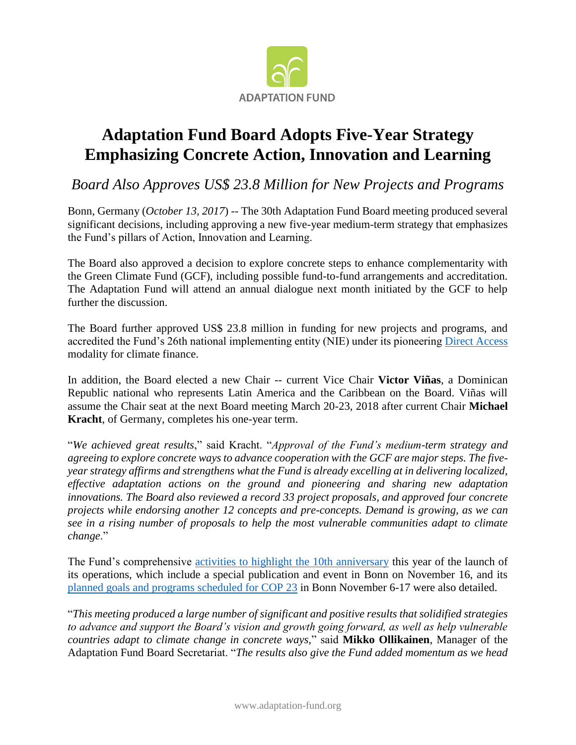ADAPTATION FUND

# Adaptation Fund Board Adopts Five-Year Strategy Emphasizing Concrete Action, Innovation and Learning

## *Board Also Approves US$ 23.8 Million for New Projects and Programs*

Bonn, Germany (*October 13, 2017*) -- The 30th Adaptation Fund Board meeting produced several significant decisions, including approving a new five-year medium-term strategy that emphasizes the Fund's pillars of Action, Innovation and Learning.

The Board also approved a decision to explore concrete steps to enhance complementarity with the Green Climate Fund (GCF), including possible fund-to-fund arrangements and accreditation. The Adaptation Fund will attend an annual dialogue next month initiated by the GCF to help further the discussion.

The Board further approved US$ 23.8 million in funding for new projects and programs, and accredited the Fund's 26th national implementing entity (NIE) under its pioneering Direct Access modality for climate finance.

In addition, the Board elected a new Chair -- current Vice Chair **Victor Viñas**, a Dominican Republic national who represents Latin America and the Caribbean on the Board. Viñas will assume the Chair seat at the next Board meeting March 20-23, 2018 after current Chair **Michael Kracht**, of Germany, completes his one-year term.

"*We achieved great results*," said Kracht. "*Approval of the Fund's medium-term strategy and agreeing to explore concrete ways to advance cooperation with the GCF are major steps. The five-year strategy affirms and strengthens what the Fund is already excelling at in delivering localized, effective adaptation actions on the ground and pioneering and sharing new adaptation innovations. The Board also reviewed a record 33 project proposals, and approved four concrete projects while endorsing another 12 concepts and pre-concepts. Demand is growing, as we can see in a rising number of proposals to help the most vulnerable communities adapt to climate change*."

The Fund's comprehensive activities to highlight the 10th anniversary this year of the launch of its operations, which include a special publication and event in Bonn on November 16, and its planned goals and programs scheduled for COP 23 in Bonn November 6-17 were also detailed.

"*This meeting produced a large number of significant and positive results that solidified strategies to advance and support the Board's vision and growth going forward, as well as help vulnerable countries adapt to climate change in concrete ways*," said **Mikko Ollikainen**, Manager of the Adaptation Fund Board Secretariat. "*The results also give the Fund added momentum as we head*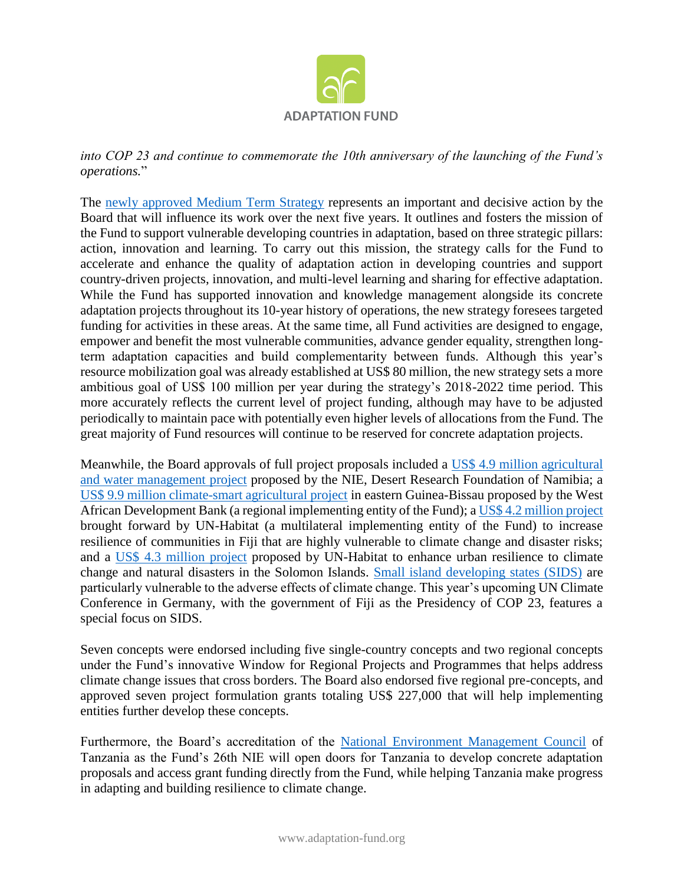*into COP 23 and continue to commemorate the 10th anniversary of the launching of the Fund's operations.*"

The newly approved Medium Term Strategy represents an important and decisive action by the Board that will influence its work over the next five years. It outlines and fosters the mission of the Fund to support vulnerable developing countries in adaptation, based on three strategic pillars: action, innovation and learning. To carry out this mission, the strategy calls for the Fund to accelerate and enhance the quality of adaptation action in developing countries and support country-driven projects, innovation, and multi-level learning and sharing for effective adaptation. While the Fund has supported innovation and knowledge management alongside its concrete adaptation projects throughout its 10-year history of operations, the new strategy foresees targeted funding for activities in these areas. At the same time, all Fund activities are designed to engage, empower and benefit the most vulnerable communities, advance gender equality, strengthen long-term adaptation capacities and build complementarity between funds. Although this year's resource mobilization goal was already established at US$ 80 million, the new strategy sets a more ambitious goal of US$ 100 million per year during the strategy's 2018-2022 time period. This more accurately reflects the current level of project funding, although may have to be adjusted periodically to maintain pace with potentially even higher levels of allocations from the Fund. The great majority of Fund resources will continue to be reserved for concrete adaptation projects.

Meanwhile, the Board approvals of full project proposals included a US$ 4.9 million agricultural and water management project proposed by the NIE, Desert Research Foundation of Namibia; a US$ 9.9 million climate-smart agricultural project in eastern Guinea-Bissau proposed by the West African Development Bank (a regional implementing entity of the Fund); a US$ 4.2 million project brought forward by UN-Habitat (a multilateral implementing entity of the Fund) to increase resilience of communities in Fiji that are highly vulnerable to climate change and disaster risks; and a US$ 4.3 million project proposed by UN-Habitat to enhance urban resilience to climate change and natural disasters in the Solomon Islands. Small island developing states (SIDS) are particularly vulnerable to the adverse effects of climate change. This year's upcoming UN Climate Conference in Germany, with the government of Fiji as the Presidency of COP 23, features a special focus on SIDS.

Seven concepts were endorsed including five single-country concepts and two regional concepts under the Fund's innovative Window for Regional Projects and Programmes that helps address climate change issues that cross borders. The Board also endorsed five regional pre-concepts, and approved seven project formulation grants totaling US$ 227,000 that will help implementing entities further develop these concepts.

Furthermore, the Board's accreditation of the National Environment Management Council of Tanzania as the Fund's 26th NIE will open doors for Tanzania to develop concrete adaptation proposals and access grant funding directly from the Fund, while helping Tanzania make progress in adapting and building resilience to climate change.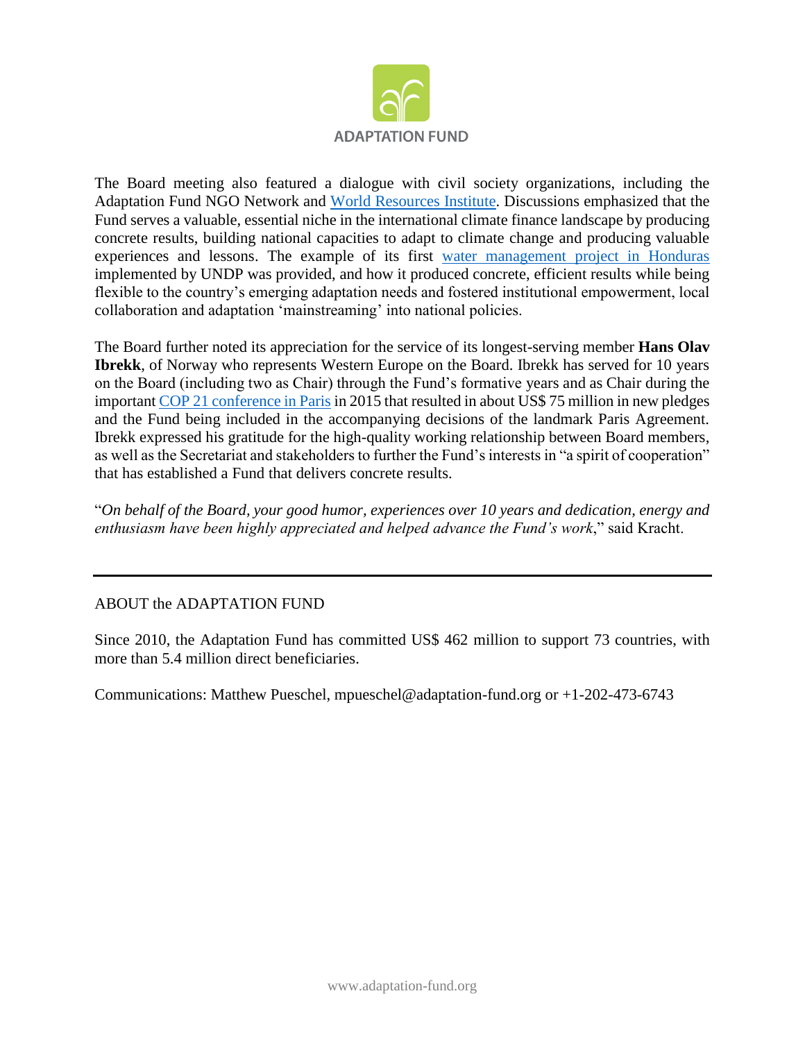ADAPTATION FUND

The Board meeting also featured a dialogue with civil society organizations, including the Adaptation Fund NGO Network and World Resources Institute. Discussions emphasized that the Fund serves a valuable, essential niche in the international climate finance landscape by producing concrete results, building national capacities to adapt to climate change and producing valuable experiences and lessons. The example of its first water management project in Honduras implemented by UNDP was provided, and how it produced concrete, efficient results while being flexible to the country's emerging adaptation needs and fostered institutional empowerment, local collaboration and adaptation 'mainstreaming' into national policies.

The Board further noted its appreciation for the service of its longest-serving member **Hans Olav Ibrekk**, of Norway who represents Western Europe on the Board. Ibrekk has served for 10 years on the Board (including two as Chair) through the Fund's formative years and as Chair during the important COP 21 conference in Paris in 2015 that resulted in about US$ 75 million in new pledges and the Fund being included in the accompanying decisions of the landmark Paris Agreement. Ibrekk expressed his gratitude for the high-quality working relationship between Board members, as well as the Secretariat and stakeholders to further the Fund's interests in "a spirit of cooperation" that has established a Fund that delivers concrete results.

"*On behalf of the Board, your good humor, experiences over 10 years and dedication, energy and enthusiasm have been highly appreciated and helped advance the Fund's work*," said Kracht.

---

ABOUT the ADAPTATION FUND

Since 2010, the Adaptation Fund has committed US$ 462 million to support 73 countries, with more than 5.4 million direct beneficiaries.

Communications: Matthew Pueschel, mpueschel@adaptation-fund.org or +1-202-473-6743